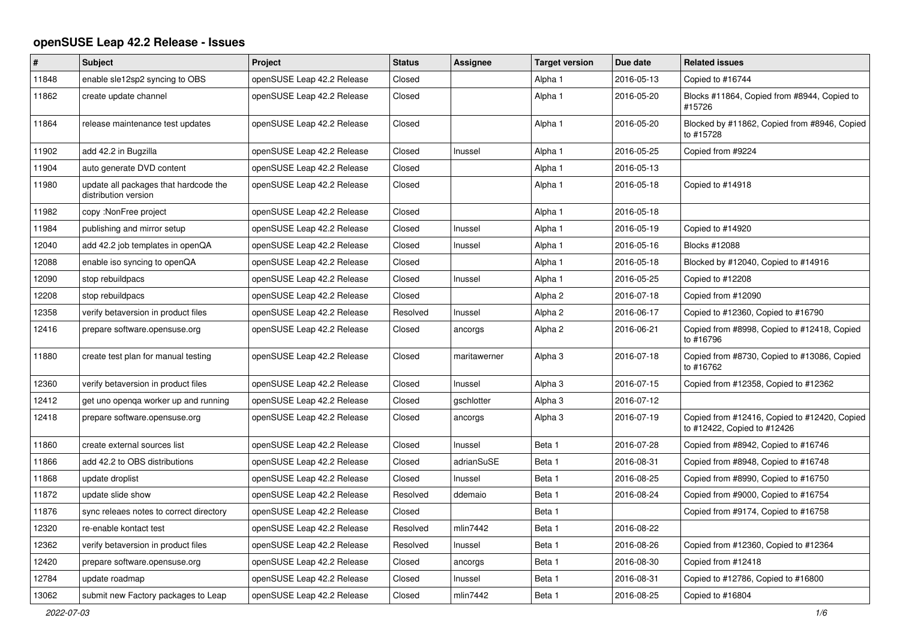# openSUSE Leap 42.2 Release - Issues

| # | Subject | Project | Status | Assignee | Target version | Due date | Related issues |
|---|---|---|---|---|---|---|---|
| 11848 | enable sle12sp2 syncing to OBS | openSUSE Leap 42.2 Release | Closed | | Alpha 1 | 2016-05-13 | Copied to #16744 |
| 11862 | create update channel | openSUSE Leap 42.2 Release | Closed | | Alpha 1 | 2016-05-20 | Blocks #11864, Copied from #8944, Copied to #15726 |
| 11864 | release maintenance test updates | openSUSE Leap 42.2 Release | Closed | | Alpha 1 | 2016-05-20 | Blocked by #11862, Copied from #8946, Copied to #15728 |
| 11902 | add 42.2 in Bugzilla | openSUSE Leap 42.2 Release | Closed | lnussel | Alpha 1 | 2016-05-25 | Copied from #9224 |
| 11904 | auto generate DVD content | openSUSE Leap 42.2 Release | Closed | | Alpha 1 | 2016-05-13 | |
| 11980 | update all packages that hardcode the distribution version | openSUSE Leap 42.2 Release | Closed | | Alpha 1 | 2016-05-18 | Copied to #14918 |
| 11982 | copy :NonFree project | openSUSE Leap 42.2 Release | Closed | | Alpha 1 | 2016-05-18 | |
| 11984 | publishing and mirror setup | openSUSE Leap 42.2 Release | Closed | lnussel | Alpha 1 | 2016-05-19 | Copied to #14920 |
| 12040 | add 42.2 job templates in openQA | openSUSE Leap 42.2 Release | Closed | lnussel | Alpha 1 | 2016-05-16 | Blocks #12088 |
| 12088 | enable iso syncing to openQA | openSUSE Leap 42.2 Release | Closed | | Alpha 1 | 2016-05-18 | Blocked by #12040, Copied to #14916 |
| 12090 | stop rebuildpacs | openSUSE Leap 42.2 Release | Closed | lnussel | Alpha 1 | 2016-05-25 | Copied to #12208 |
| 12208 | stop rebuildpacs | openSUSE Leap 42.2 Release | Closed | | Alpha 2 | 2016-07-18 | Copied from #12090 |
| 12358 | verify betaversion in product files | openSUSE Leap 42.2 Release | Resolved | lnussel | Alpha 2 | 2016-06-17 | Copied to #12360, Copied to #16790 |
| 12416 | prepare software.opensuse.org | openSUSE Leap 42.2 Release | Closed | ancorgs | Alpha 2 | 2016-06-21 | Copied from #8998, Copied to #12418, Copied to #16796 |
| 11880 | create test plan for manual testing | openSUSE Leap 42.2 Release | Closed | maritawerner | Alpha 3 | 2016-07-18 | Copied from #8730, Copied to #13086, Copied to #16762 |
| 12360 | verify betaversion in product files | openSUSE Leap 42.2 Release | Closed | lnussel | Alpha 3 | 2016-07-15 | Copied from #12358, Copied to #12362 |
| 12412 | get uno openqa worker up and running | openSUSE Leap 42.2 Release | Closed | gschlotter | Alpha 3 | 2016-07-12 | |
| 12418 | prepare software.opensuse.org | openSUSE Leap 42.2 Release | Closed | ancorgs | Alpha 3 | 2016-07-19 | Copied from #12416, Copied to #12420, Copied to #12422, Copied to #12426 |
| 11860 | create external sources list | openSUSE Leap 42.2 Release | Closed | lnussel | Beta 1 | 2016-07-28 | Copied from #8942, Copied to #16746 |
| 11866 | add 42.2 to OBS distributions | openSUSE Leap 42.2 Release | Closed | adrianSuSE | Beta 1 | 2016-08-31 | Copied from #8948, Copied to #16748 |
| 11868 | update droplist | openSUSE Leap 42.2 Release | Closed | lnussel | Beta 1 | 2016-08-25 | Copied from #8990, Copied to #16750 |
| 11872 | update slide show | openSUSE Leap 42.2 Release | Resolved | ddemaio | Beta 1 | 2016-08-24 | Copied from #9000, Copied to #16754 |
| 11876 | sync releaes notes to correct directory | openSUSE Leap 42.2 Release | Closed | | Beta 1 | | Copied from #9174, Copied to #16758 |
| 12320 | re-enable kontact test | openSUSE Leap 42.2 Release | Resolved | mlin7442 | Beta 1 | 2016-08-22 | |
| 12362 | verify betaversion in product files | openSUSE Leap 42.2 Release | Resolved | lnussel | Beta 1 | 2016-08-26 | Copied from #12360, Copied to #12364 |
| 12420 | prepare software.opensuse.org | openSUSE Leap 42.2 Release | Closed | ancorgs | Beta 1 | 2016-08-30 | Copied from #12418 |
| 12784 | update roadmap | openSUSE Leap 42.2 Release | Closed | lnussel | Beta 1 | 2016-08-31 | Copied to #12786, Copied to #16800 |
| 13062 | submit new Factory packages to Leap | openSUSE Leap 42.2 Release | Closed | mlin7442 | Beta 1 | 2016-08-25 | Copied to #16804 |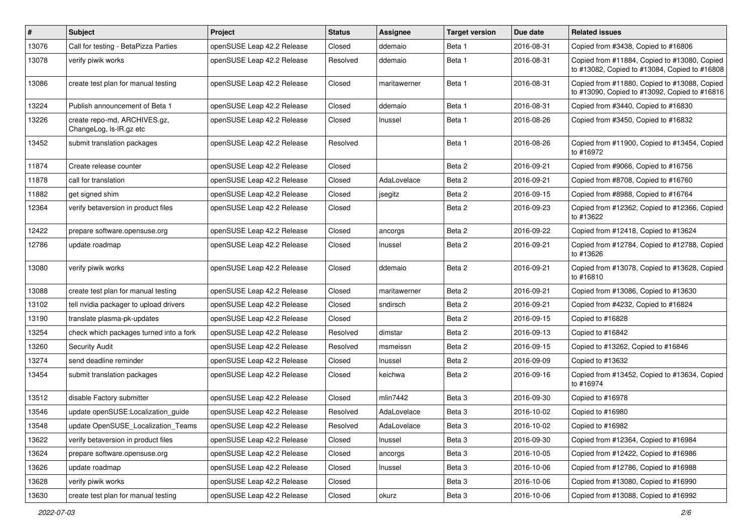| # | Subject | Project | Status | Assignee | Target version | Due date | Related issues |
|---|---|---|---|---|---|---|---|
| 13076 | Call for testing - BetaPizza Parties | openSUSE Leap 42.2 Release | Closed | ddemaio | Beta 1 | 2016-08-31 | Copied from #3438, Copied to #16806 |
| 13078 | verify piwik works | openSUSE Leap 42.2 Release | Resolved | ddemaio | Beta 1 | 2016-08-31 | Copied from #11884, Copied to #13080, Copied to #13082, Copied to #13084, Copied to #16808 |
| 13086 | create test plan for manual testing | openSUSE Leap 42.2 Release | Closed | maritawerner | Beta 1 | 2016-08-31 | Copied from #11880, Copied to #13088, Copied to #13090, Copied to #13092, Copied to #16816 |
| 13224 | Publish announcement of Beta 1 | openSUSE Leap 42.2 Release | Closed | ddemaio | Beta 1 | 2016-08-31 | Copied from #3440, Copied to #16830 |
| 13226 | create repo-md, ARCHIVES.gz, ChangeLog, ls-lR.gz etc | openSUSE Leap 42.2 Release | Closed | lnussel | Beta 1 | 2016-08-26 | Copied from #3450, Copied to #16832 |
| 13452 | submit translation packages | openSUSE Leap 42.2 Release | Resolved | | Beta 1 | 2016-08-26 | Copied from #11900, Copied to #13454, Copied to #16972 |
| 11874 | Create release counter | openSUSE Leap 42.2 Release | Closed | | Beta 2 | 2016-09-21 | Copied from #9066, Copied to #16756 |
| 11878 | call for translation | openSUSE Leap 42.2 Release | Closed | AdaLovelace | Beta 2 | 2016-09-21 | Copied from #8708, Copied to #16760 |
| 11882 | get signed shim | openSUSE Leap 42.2 Release | Closed | jsegitz | Beta 2 | 2016-09-15 | Copied from #8988, Copied to #16764 |
| 12364 | verify betaversion in product files | openSUSE Leap 42.2 Release | Closed | | Beta 2 | 2016-09-23 | Copied from #12362, Copied to #12366, Copied to #13622 |
| 12422 | prepare software.opensuse.org | openSUSE Leap 42.2 Release | Closed | ancorgs | Beta 2 | 2016-09-22 | Copied from #12418, Copied to #13624 |
| 12786 | update roadmap | openSUSE Leap 42.2 Release | Closed | lnussel | Beta 2 | 2016-09-21 | Copied from #12784, Copied to #12788, Copied to #13626 |
| 13080 | verify piwik works | openSUSE Leap 42.2 Release | Closed | ddemaio | Beta 2 | 2016-09-21 | Copied from #13078, Copied to #13628, Copied to #16810 |
| 13088 | create test plan for manual testing | openSUSE Leap 42.2 Release | Closed | maritawerner | Beta 2 | 2016-09-21 | Copied from #13086, Copied to #13630 |
| 13102 | tell nvidia packager to upload drivers | openSUSE Leap 42.2 Release | Closed | sndirsch | Beta 2 | 2016-09-21 | Copied from #4232, Copied to #16824 |
| 13190 | translate plasma-pk-updates | openSUSE Leap 42.2 Release | Closed | | Beta 2 | 2016-09-15 | Copied to #16828 |
| 13254 | check which packages turned into a fork | openSUSE Leap 42.2 Release | Resolved | dimstar | Beta 2 | 2016-09-13 | Copied to #16842 |
| 13260 | Security Audit | openSUSE Leap 42.2 Release | Resolved | msmeissn | Beta 2 | 2016-09-15 | Copied to #13262, Copied to #16846 |
| 13274 | send deadline reminder | openSUSE Leap 42.2 Release | Closed | lnussel | Beta 2 | 2016-09-09 | Copied to #13632 |
| 13454 | submit translation packages | openSUSE Leap 42.2 Release | Closed | keichwa | Beta 2 | 2016-09-16 | Copied from #13452, Copied to #13634, Copied to #16974 |
| 13512 | disable Factory submitter | openSUSE Leap 42.2 Release | Closed | mlin7442 | Beta 3 | 2016-09-30 | Copied to #16978 |
| 13546 | update openSUSE:Localization_guide | openSUSE Leap 42.2 Release | Resolved | AdaLovelace | Beta 3 | 2016-10-02 | Copied to #16980 |
| 13548 | update OpenSUSE_Localization_Teams | openSUSE Leap 42.2 Release | Resolved | AdaLovelace | Beta 3 | 2016-10-02 | Copied to #16982 |
| 13622 | verify betaversion in product files | openSUSE Leap 42.2 Release | Closed | lnussel | Beta 3 | 2016-09-30 | Copied from #12364, Copied to #16984 |
| 13624 | prepare software.opensuse.org | openSUSE Leap 42.2 Release | Closed | ancorgs | Beta 3 | 2016-10-05 | Copied from #12422, Copied to #16986 |
| 13626 | update roadmap | openSUSE Leap 42.2 Release | Closed | lnussel | Beta 3 | 2016-10-06 | Copied from #12786, Copied to #16988 |
| 13628 | verify piwik works | openSUSE Leap 42.2 Release | Closed | | Beta 3 | 2016-10-06 | Copied from #13080, Copied to #16990 |
| 13630 | create test plan for manual testing | openSUSE Leap 42.2 Release | Closed | okurz | Beta 3 | 2016-10-06 | Copied from #13088, Copied to #16992 |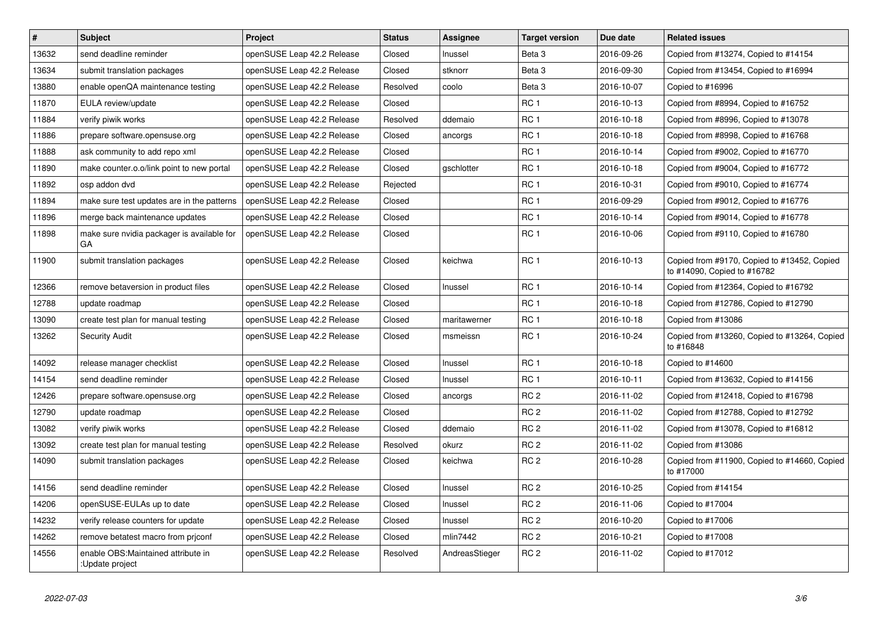| # | Subject | Project | Status | Assignee | Target version | Due date | Related issues |
| --- | --- | --- | --- | --- | --- | --- | --- |
| 13632 | send deadline reminder | openSUSE Leap 42.2 Release | Closed | lnussel | Beta 3 | 2016-09-26 | Copied from #13274, Copied to #14154 |
| 13634 | submit translation packages | openSUSE Leap 42.2 Release | Closed | stknorr | Beta 3 | 2016-09-30 | Copied from #13454, Copied to #16994 |
| 13880 | enable openQA maintenance testing | openSUSE Leap 42.2 Release | Resolved | coolo | Beta 3 | 2016-10-07 | Copied to #16996 |
| 11870 | EULA review/update | openSUSE Leap 42.2 Release | Closed | | RC 1 | 2016-10-13 | Copied from #8994, Copied to #16752 |
| 11884 | verify piwik works | openSUSE Leap 42.2 Release | Resolved | ddemaio | RC 1 | 2016-10-18 | Copied from #8996, Copied to #13078 |
| 11886 | prepare software.opensuse.org | openSUSE Leap 42.2 Release | Closed | ancorgs | RC 1 | 2016-10-18 | Copied from #8998, Copied to #16768 |
| 11888 | ask community to add repo xml | openSUSE Leap 42.2 Release | Closed | | RC 1 | 2016-10-14 | Copied from #9002, Copied to #16770 |
| 11890 | make counter.o.o/link point to new portal | openSUSE Leap 42.2 Release | Closed | gschlotter | RC 1 | 2016-10-18 | Copied from #9004, Copied to #16772 |
| 11892 | osp addon dvd | openSUSE Leap 42.2 Release | Rejected | | RC 1 | 2016-10-31 | Copied from #9010, Copied to #16774 |
| 11894 | make sure test updates are in the patterns | openSUSE Leap 42.2 Release | Closed | | RC 1 | 2016-09-29 | Copied from #9012, Copied to #16776 |
| 11896 | merge back maintenance updates | openSUSE Leap 42.2 Release | Closed | | RC 1 | 2016-10-14 | Copied from #9014, Copied to #16778 |
| 11898 | make sure nvidia packager is available for GA | openSUSE Leap 42.2 Release | Closed | | RC 1 | 2016-10-06 | Copied from #9110, Copied to #16780 |
| 11900 | submit translation packages | openSUSE Leap 42.2 Release | Closed | keichwa | RC 1 | 2016-10-13 | Copied from #9170, Copied to #13452, Copied to #14090, Copied to #16782 |
| 12366 | remove betaversion in product files | openSUSE Leap 42.2 Release | Closed | lnussel | RC 1 | 2016-10-14 | Copied from #12364, Copied to #16792 |
| 12788 | update roadmap | openSUSE Leap 42.2 Release | Closed | | RC 1 | 2016-10-18 | Copied from #12786, Copied to #12790 |
| 13090 | create test plan for manual testing | openSUSE Leap 42.2 Release | Closed | maritawerner | RC 1 | 2016-10-18 | Copied from #13086 |
| 13262 | Security Audit | openSUSE Leap 42.2 Release | Closed | msmeissn | RC 1 | 2016-10-24 | Copied from #13260, Copied to #13264, Copied to #16848 |
| 14092 | release manager checklist | openSUSE Leap 42.2 Release | Closed | lnussel | RC 1 | 2016-10-18 | Copied to #14600 |
| 14154 | send deadline reminder | openSUSE Leap 42.2 Release | Closed | lnussel | RC 1 | 2016-10-11 | Copied from #13632, Copied to #14156 |
| 12426 | prepare software.opensuse.org | openSUSE Leap 42.2 Release | Closed | ancorgs | RC 2 | 2016-11-02 | Copied from #12418, Copied to #16798 |
| 12790 | update roadmap | openSUSE Leap 42.2 Release | Closed | | RC 2 | 2016-11-02 | Copied from #12788, Copied to #12792 |
| 13082 | verify piwik works | openSUSE Leap 42.2 Release | Closed | ddemaio | RC 2 | 2016-11-02 | Copied from #13078, Copied to #16812 |
| 13092 | create test plan for manual testing | openSUSE Leap 42.2 Release | Resolved | okurz | RC 2 | 2016-11-02 | Copied from #13086 |
| 14090 | submit translation packages | openSUSE Leap 42.2 Release | Closed | keichwa | RC 2 | 2016-10-28 | Copied from #11900, Copied to #14660, Copied to #17000 |
| 14156 | send deadline reminder | openSUSE Leap 42.2 Release | Closed | lnussel | RC 2 | 2016-10-25 | Copied from #14154 |
| 14206 | openSUSE-EULAs up to date | openSUSE Leap 42.2 Release | Closed | lnussel | RC 2 | 2016-11-06 | Copied to #17004 |
| 14232 | verify release counters for update | openSUSE Leap 42.2 Release | Closed | lnussel | RC 2 | 2016-10-20 | Copied to #17006 |
| 14262 | remove betatest macro from prjconf | openSUSE Leap 42.2 Release | Closed | mlin7442 | RC 2 | 2016-10-21 | Copied to #17008 |
| 14556 | enable OBS:Maintained attribute in :Update project | openSUSE Leap 42.2 Release | Resolved | AndreasStieger | RC 2 | 2016-11-02 | Copied to #17012 |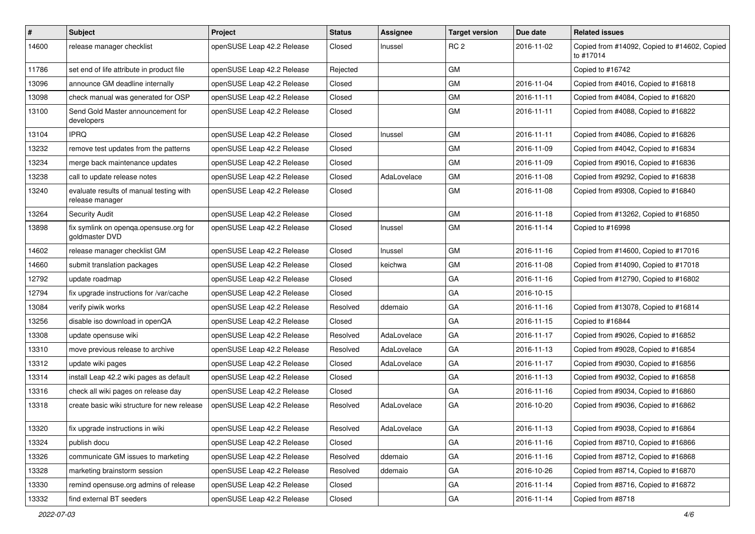| # | Subject | Project | Status | Assignee | Target version | Due date | Related issues |
|---|---|---|---|---|---|---|---|
| 14600 | release manager checklist | openSUSE Leap 42.2 Release | Closed | lnussel | RC 2 | 2016-11-02 | Copied from #14092, Copied to #14602, Copied to #17014 |
| 11786 | set end of life attribute in product file | openSUSE Leap 42.2 Release | Rejected | | GM | | Copied to #16742 |
| 13096 | announce GM deadline internally | openSUSE Leap 42.2 Release | Closed | | GM | 2016-11-04 | Copied from #4016, Copied to #16818 |
| 13098 | check manual was generated for OSP | openSUSE Leap 42.2 Release | Closed | | GM | 2016-11-11 | Copied from #4084, Copied to #16820 |
| 13100 | Send Gold Master announcement for developers | openSUSE Leap 42.2 Release | Closed | | GM | 2016-11-11 | Copied from #4088, Copied to #16822 |
| 13104 | IPRQ | openSUSE Leap 42.2 Release | Closed | lnussel | GM | 2016-11-11 | Copied from #4086, Copied to #16826 |
| 13232 | remove test updates from the patterns | openSUSE Leap 42.2 Release | Closed | | GM | 2016-11-09 | Copied from #4042, Copied to #16834 |
| 13234 | merge back maintenance updates | openSUSE Leap 42.2 Release | Closed | | GM | 2016-11-09 | Copied from #9016, Copied to #16836 |
| 13238 | call to update release notes | openSUSE Leap 42.2 Release | Closed | AdaLovelace | GM | 2016-11-08 | Copied from #9292, Copied to #16838 |
| 13240 | evaluate results of manual testing with release manager | openSUSE Leap 42.2 Release | Closed | | GM | 2016-11-08 | Copied from #9308, Copied to #16840 |
| 13264 | Security Audit | openSUSE Leap 42.2 Release | Closed | | GM | 2016-11-18 | Copied from #13262, Copied to #16850 |
| 13898 | fix symlink on openqa.opensuse.org for goldmaster DVD | openSUSE Leap 42.2 Release | Closed | lnussel | GM | 2016-11-14 | Copied to #16998 |
| 14602 | release manager checklist GM | openSUSE Leap 42.2 Release | Closed | lnussel | GM | 2016-11-16 | Copied from #14600, Copied to #17016 |
| 14660 | submit translation packages | openSUSE Leap 42.2 Release | Closed | keichwa | GM | 2016-11-08 | Copied from #14090, Copied to #17018 |
| 12792 | update roadmap | openSUSE Leap 42.2 Release | Closed | | GA | 2016-11-16 | Copied from #12790, Copied to #16802 |
| 12794 | fix upgrade instructions for /var/cache | openSUSE Leap 42.2 Release | Closed | | GA | 2016-10-15 | |
| 13084 | verify piwik works | openSUSE Leap 42.2 Release | Resolved | ddemaio | GA | 2016-11-16 | Copied from #13078, Copied to #16814 |
| 13256 | disable iso download in openQA | openSUSE Leap 42.2 Release | Closed | | GA | 2016-11-15 | Copied to #16844 |
| 13308 | update opensuse wiki | openSUSE Leap 42.2 Release | Resolved | AdaLovelace | GA | 2016-11-17 | Copied from #9026, Copied to #16852 |
| 13310 | move previous release to archive | openSUSE Leap 42.2 Release | Resolved | AdaLovelace | GA | 2016-11-13 | Copied from #9028, Copied to #16854 |
| 13312 | update wiki pages | openSUSE Leap 42.2 Release | Closed | AdaLovelace | GA | 2016-11-17 | Copied from #9030, Copied to #16856 |
| 13314 | install Leap 42.2 wiki pages as default | openSUSE Leap 42.2 Release | Closed | | GA | 2016-11-13 | Copied from #9032, Copied to #16858 |
| 13316 | check all wiki pages on release day | openSUSE Leap 42.2 Release | Closed | | GA | 2016-11-16 | Copied from #9034, Copied to #16860 |
| 13318 | create basic wiki structure for new release | openSUSE Leap 42.2 Release | Resolved | AdaLovelace | GA | 2016-10-20 | Copied from #9036, Copied to #16862 |
| 13320 | fix upgrade instructions in wiki | openSUSE Leap 42.2 Release | Resolved | AdaLovelace | GA | 2016-11-13 | Copied from #9038, Copied to #16864 |
| 13324 | publish docu | openSUSE Leap 42.2 Release | Closed | | GA | 2016-11-16 | Copied from #8710, Copied to #16866 |
| 13326 | communicate GM issues to marketing | openSUSE Leap 42.2 Release | Resolved | ddemaio | GA | 2016-11-16 | Copied from #8712, Copied to #16868 |
| 13328 | marketing brainstorm session | openSUSE Leap 42.2 Release | Resolved | ddemaio | GA | 2016-10-26 | Copied from #8714, Copied to #16870 |
| 13330 | remind opensuse.org admins of release | openSUSE Leap 42.2 Release | Closed | | GA | 2016-11-14 | Copied from #8716, Copied to #16872 |
| 13332 | find external BT seeders | openSUSE Leap 42.2 Release | Closed | | GA | 2016-11-14 | Copied from #8718 |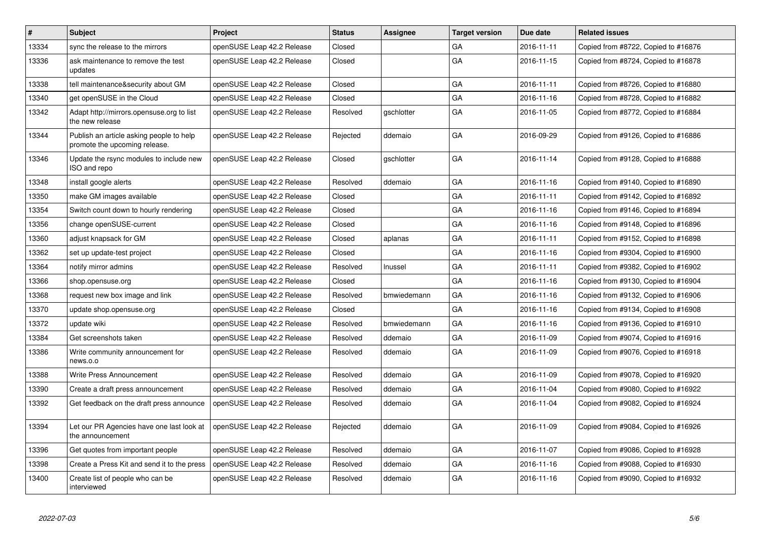| # | Subject | Project | Status | Assignee | Target version | Due date | Related issues |
|---|---|---|---|---|---|---|---|
| 13334 | sync the release to the mirrors | openSUSE Leap 42.2 Release | Closed | | GA | 2016-11-11 | Copied from #8722, Copied to #16876 |
| 13336 | ask maintenance to remove the test updates | openSUSE Leap 42.2 Release | Closed | | GA | 2016-11-15 | Copied from #8724, Copied to #16878 |
| 13338 | tell maintenance&security about GM | openSUSE Leap 42.2 Release | Closed | | GA | 2016-11-11 | Copied from #8726, Copied to #16880 |
| 13340 | get openSUSE in the Cloud | openSUSE Leap 42.2 Release | Closed | | GA | 2016-11-16 | Copied from #8728, Copied to #16882 |
| 13342 | Adapt http://mirrors.opensuse.org to list the new release | openSUSE Leap 42.2 Release | Resolved | gschlotter | GA | 2016-11-05 | Copied from #8772, Copied to #16884 |
| 13344 | Publish an article asking people to help promote the upcoming release. | openSUSE Leap 42.2 Release | Rejected | ddemaio | GA | 2016-09-29 | Copied from #9126, Copied to #16886 |
| 13346 | Update the rsync modules to include new ISO and repo | openSUSE Leap 42.2 Release | Closed | gschlotter | GA | 2016-11-14 | Copied from #9128, Copied to #16888 |
| 13348 | install google alerts | openSUSE Leap 42.2 Release | Resolved | ddemaio | GA | 2016-11-16 | Copied from #9140, Copied to #16890 |
| 13350 | make GM images available | openSUSE Leap 42.2 Release | Closed | | GA | 2016-11-11 | Copied from #9142, Copied to #16892 |
| 13354 | Switch count down to hourly rendering | openSUSE Leap 42.2 Release | Closed | | GA | 2016-11-16 | Copied from #9146, Copied to #16894 |
| 13356 | change openSUSE-current | openSUSE Leap 42.2 Release | Closed | | GA | 2016-11-16 | Copied from #9148, Copied to #16896 |
| 13360 | adjust knapsack for GM | openSUSE Leap 42.2 Release | Closed | aplanas | GA | 2016-11-11 | Copied from #9152, Copied to #16898 |
| 13362 | set up update-test project | openSUSE Leap 42.2 Release | Closed | | GA | 2016-11-16 | Copied from #9304, Copied to #16900 |
| 13364 | notify mirror admins | openSUSE Leap 42.2 Release | Resolved | lnussel | GA | 2016-11-11 | Copied from #9382, Copied to #16902 |
| 13366 | shop.opensuse.org | openSUSE Leap 42.2 Release | Closed | | GA | 2016-11-16 | Copied from #9130, Copied to #16904 |
| 13368 | request new box image and link | openSUSE Leap 42.2 Release | Resolved | bmwiedemann | GA | 2016-11-16 | Copied from #9132, Copied to #16906 |
| 13370 | update shop.opensuse.org | openSUSE Leap 42.2 Release | Closed | | GA | 2016-11-16 | Copied from #9134, Copied to #16908 |
| 13372 | update wiki | openSUSE Leap 42.2 Release | Resolved | bmwiedemann | GA | 2016-11-16 | Copied from #9136, Copied to #16910 |
| 13384 | Get screenshots taken | openSUSE Leap 42.2 Release | Resolved | ddemaio | GA | 2016-11-09 | Copied from #9074, Copied to #16916 |
| 13386 | Write community announcement for news.o.o | openSUSE Leap 42.2 Release | Resolved | ddemaio | GA | 2016-11-09 | Copied from #9076, Copied to #16918 |
| 13388 | Write Press Announcement | openSUSE Leap 42.2 Release | Resolved | ddemaio | GA | 2016-11-09 | Copied from #9078, Copied to #16920 |
| 13390 | Create a draft press announcement | openSUSE Leap 42.2 Release | Resolved | ddemaio | GA | 2016-11-04 | Copied from #9080, Copied to #16922 |
| 13392 | Get feedback on the draft press announce | openSUSE Leap 42.2 Release | Resolved | ddemaio | GA | 2016-11-04 | Copied from #9082, Copied to #16924 |
| 13394 | Let our PR Agencies have one last look at the announcement | openSUSE Leap 42.2 Release | Rejected | ddemaio | GA | 2016-11-09 | Copied from #9084, Copied to #16926 |
| 13396 | Get quotes from important people | openSUSE Leap 42.2 Release | Resolved | ddemaio | GA | 2016-11-07 | Copied from #9086, Copied to #16928 |
| 13398 | Create a Press Kit and send it to the press | openSUSE Leap 42.2 Release | Resolved | ddemaio | GA | 2016-11-16 | Copied from #9088, Copied to #16930 |
| 13400 | Create list of people who can be interviewed | openSUSE Leap 42.2 Release | Resolved | ddemaio | GA | 2016-11-16 | Copied from #9090, Copied to #16932 |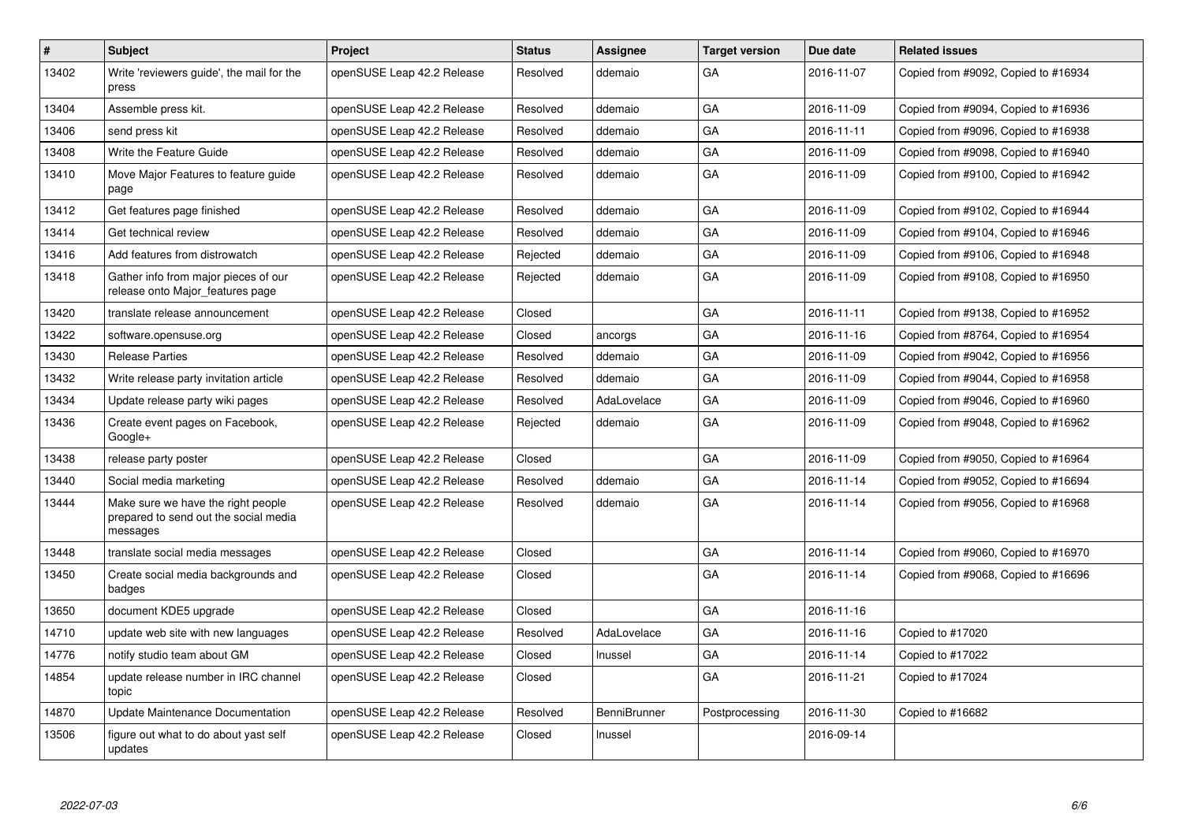| # | Subject | Project | Status | Assignee | Target version | Due date | Related issues |
|---|---|---|---|---|---|---|---|
| 13402 | Write 'reviewers guide', the mail for the press | openSUSE Leap 42.2 Release | Resolved | ddemaio | GA | 2016-11-07 | Copied from #9092, Copied to #16934 |
| 13404 | Assemble press kit. | openSUSE Leap 42.2 Release | Resolved | ddemaio | GA | 2016-11-09 | Copied from #9094, Copied to #16936 |
| 13406 | send press kit | openSUSE Leap 42.2 Release | Resolved | ddemaio | GA | 2016-11-11 | Copied from #9096, Copied to #16938 |
| 13408 | Write the Feature Guide | openSUSE Leap 42.2 Release | Resolved | ddemaio | GA | 2016-11-09 | Copied from #9098, Copied to #16940 |
| 13410 | Move Major Features to feature guide page | openSUSE Leap 42.2 Release | Resolved | ddemaio | GA | 2016-11-09 | Copied from #9100, Copied to #16942 |
| 13412 | Get features page finished | openSUSE Leap 42.2 Release | Resolved | ddemaio | GA | 2016-11-09 | Copied from #9102, Copied to #16944 |
| 13414 | Get technical review | openSUSE Leap 42.2 Release | Resolved | ddemaio | GA | 2016-11-09 | Copied from #9104, Copied to #16946 |
| 13416 | Add features from distrowatch | openSUSE Leap 42.2 Release | Rejected | ddemaio | GA | 2016-11-09 | Copied from #9106, Copied to #16948 |
| 13418 | Gather info from major pieces of our release onto Major_features page | openSUSE Leap 42.2 Release | Rejected | ddemaio | GA | 2016-11-09 | Copied from #9108, Copied to #16950 |
| 13420 | translate release announcement | openSUSE Leap 42.2 Release | Closed | | GA | 2016-11-11 | Copied from #9138, Copied to #16952 |
| 13422 | software.opensuse.org | openSUSE Leap 42.2 Release | Closed | ancorgs | GA | 2016-11-16 | Copied from #8764, Copied to #16954 |
| 13430 | Release Parties | openSUSE Leap 42.2 Release | Resolved | ddemaio | GA | 2016-11-09 | Copied from #9042, Copied to #16956 |
| 13432 | Write release party invitation article | openSUSE Leap 42.2 Release | Resolved | ddemaio | GA | 2016-11-09 | Copied from #9044, Copied to #16958 |
| 13434 | Update release party wiki pages | openSUSE Leap 42.2 Release | Resolved | AdaLovelace | GA | 2016-11-09 | Copied from #9046, Copied to #16960 |
| 13436 | Create event pages on Facebook, Google+ | openSUSE Leap 42.2 Release | Rejected | ddemaio | GA | 2016-11-09 | Copied from #9048, Copied to #16962 |
| 13438 | release party poster | openSUSE Leap 42.2 Release | Closed | | GA | 2016-11-09 | Copied from #9050, Copied to #16964 |
| 13440 | Social media marketing | openSUSE Leap 42.2 Release | Resolved | ddemaio | GA | 2016-11-14 | Copied from #9052, Copied to #16694 |
| 13444 | Make sure we have the right people prepared to send out the social media messages | openSUSE Leap 42.2 Release | Resolved | ddemaio | GA | 2016-11-14 | Copied from #9056, Copied to #16968 |
| 13448 | translate social media messages | openSUSE Leap 42.2 Release | Closed | | GA | 2016-11-14 | Copied from #9060, Copied to #16970 |
| 13450 | Create social media backgrounds and badges | openSUSE Leap 42.2 Release | Closed | | GA | 2016-11-14 | Copied from #9068, Copied to #16696 |
| 13650 | document KDE5 upgrade | openSUSE Leap 42.2 Release | Closed | | GA | 2016-11-16 | |
| 14710 | update web site with new languages | openSUSE Leap 42.2 Release | Resolved | AdaLovelace | GA | 2016-11-16 | Copied to #17020 |
| 14776 | notify studio team about GM | openSUSE Leap 42.2 Release | Closed | lnussel | GA | 2016-11-14 | Copied to #17022 |
| 14854 | update release number in IRC channel topic | openSUSE Leap 42.2 Release | Closed | | GA | 2016-11-21 | Copied to #17024 |
| 14870 | Update Maintenance Documentation | openSUSE Leap 42.2 Release | Resolved | BenniBrunner | Postprocessing | 2016-11-30 | Copied to #16682 |
| 13506 | figure out what to do about yast self updates | openSUSE Leap 42.2 Release | Closed | lnussel | | 2016-09-14 | |